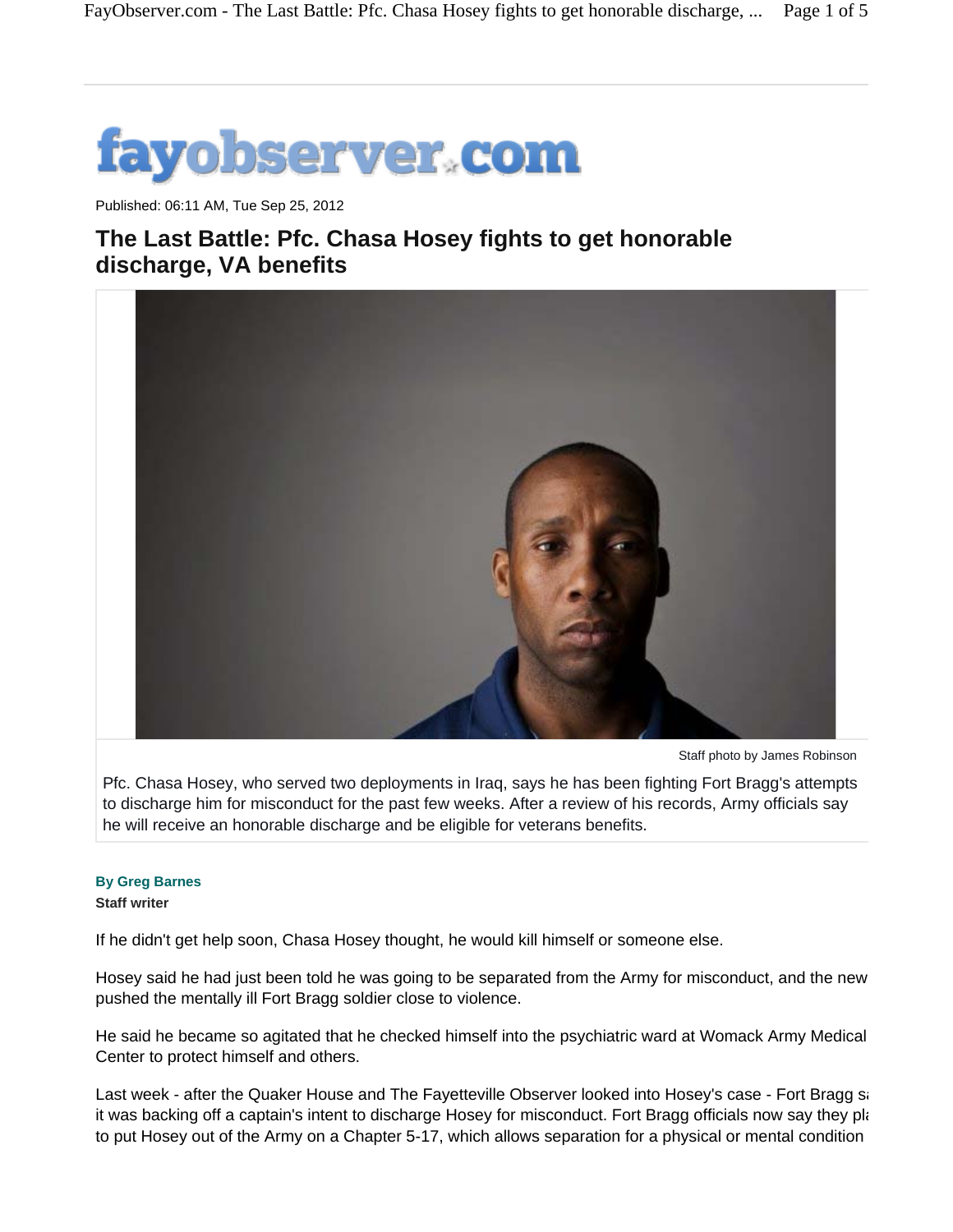fayobserver.com

Published: 06:11 AM, Tue Sep 25, 2012

# The Last Battle: Pfc. Chasa Hosey fights to get honorable discharge, VA benefits

Staff photo by James Robinson

Pfc. Chasa Hosey, who served two deployments in Iraq, says he has been fighting Fort Bragg's attempts to discharge him for misconduct for the past few weeks. After a review of his records, Army officials say he will receive an honorable discharge and be eligible for veterans benefits.

**By Greg Barnes**
**Staff writer**

If he didn't get help soon, Chasa Hosey thought, he would kill himself or someone else.

Hosey said he had just been told he was going to be separated from the Army for misconduct, and the new pushed the mentally ill Fort Bragg soldier close to violence.

He said he became so agitated that he checked himself into the psychiatric ward at Womack Army Medical Center to protect himself and others.

Last week - after the Quaker House and The Fayetteville Observer looked into Hosey's case - Fort Bragg sa it was backing off a captain's intent to discharge Hosey for misconduct. Fort Bragg officials now say they pla to put Hosey out of the Army on a Chapter 5-17, which allows separation for a physical or mental condition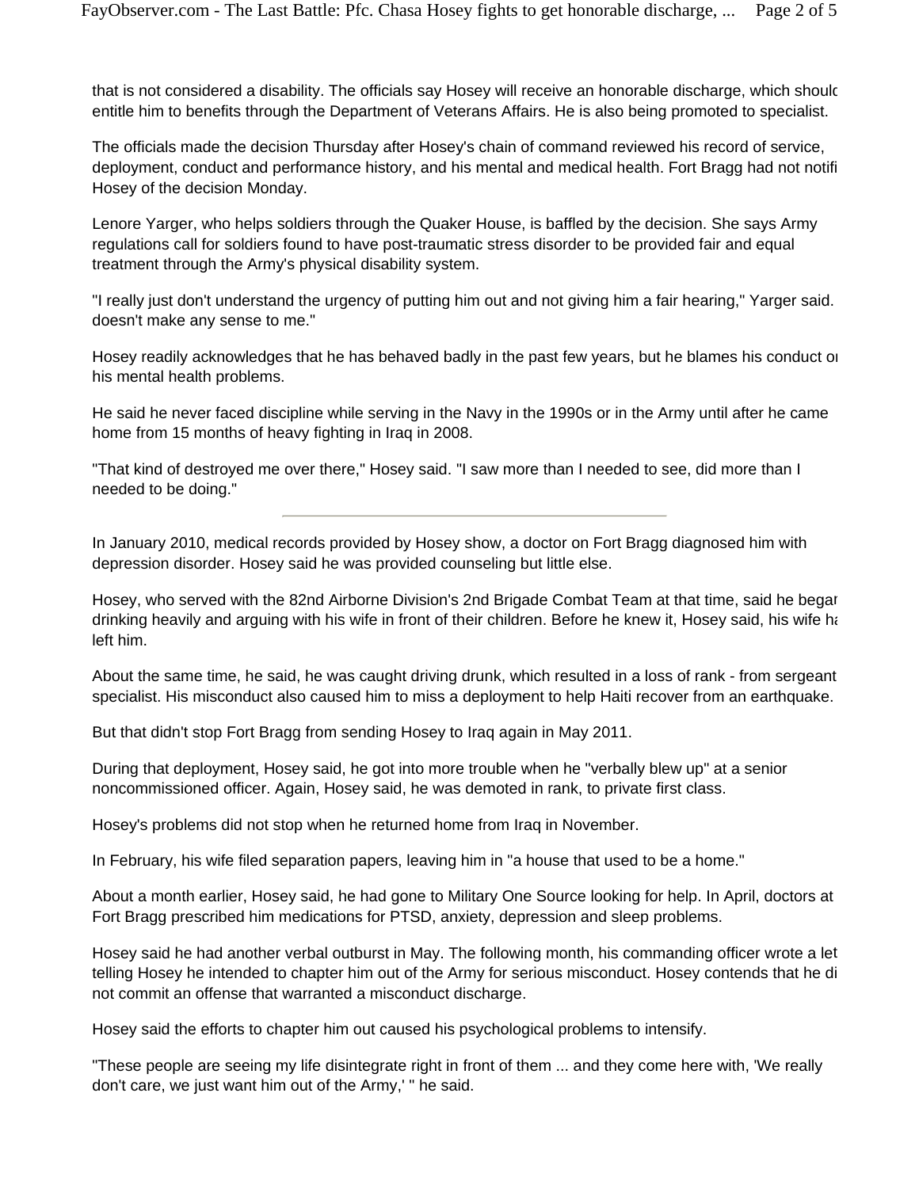that is not considered a disability. The officials say Hosey will receive an honorable discharge, which shoulc entitle him to benefits through the Department of Veterans Affairs. He is also being promoted to specialist.

The officials made the decision Thursday after Hosey's chain of command reviewed his record of service, deployment, conduct and performance history, and his mental and medical health. Fort Bragg had not notifi Hosey of the decision Monday.

Lenore Yarger, who helps soldiers through the Quaker House, is baffled by the decision. She says Army regulations call for soldiers found to have post-traumatic stress disorder to be provided fair and equal treatment through the Army's physical disability system.

"I really just don't understand the urgency of putting him out and not giving him a fair hearing," Yarger said. doesn't make any sense to me."

Hosey readily acknowledges that he has behaved badly in the past few years, but he blames his conduct oı his mental health problems.

He said he never faced discipline while serving in the Navy in the 1990s or in the Army until after he came home from 15 months of heavy fighting in Iraq in 2008.

"That kind of destroyed me over there," Hosey said. "I saw more than I needed to see, did more than I needed to be doing."

---

In January 2010, medical records provided by Hosey show, a doctor on Fort Bragg diagnosed him with depression disorder. Hosey said he was provided counseling but little else.

Hosey, who served with the 82nd Airborne Division's 2nd Brigade Combat Team at that time, said he begar drinking heavily and arguing with his wife in front of their children. Before he knew it, Hosey said, his wife hε left him.

About the same time, he said, he was caught driving drunk, which resulted in a loss of rank - from sergeant specialist. His misconduct also caused him to miss a deployment to help Haiti recover from an earthquake.

But that didn't stop Fort Bragg from sending Hosey to Iraq again in May 2011.

During that deployment, Hosey said, he got into more trouble when he "verbally blew up" at a senior noncommissioned officer. Again, Hosey said, he was demoted in rank, to private first class.

Hosey's problems did not stop when he returned home from Iraq in November.

In February, his wife filed separation papers, leaving him in "a house that used to be a home."

About a month earlier, Hosey said, he had gone to Military One Source looking for help. In April, doctors at Fort Bragg prescribed him medications for PTSD, anxiety, depression and sleep problems.

Hosey said he had another verbal outburst in May. The following month, his commanding officer wrote a let telling Hosey he intended to chapter him out of the Army for serious misconduct. Hosey contends that he di not commit an offense that warranted a misconduct discharge.

Hosey said the efforts to chapter him out caused his psychological problems to intensify.

"These people are seeing my life disintegrate right in front of them ... and they come here with, 'We really don't care, we just want him out of the Army,' " he said.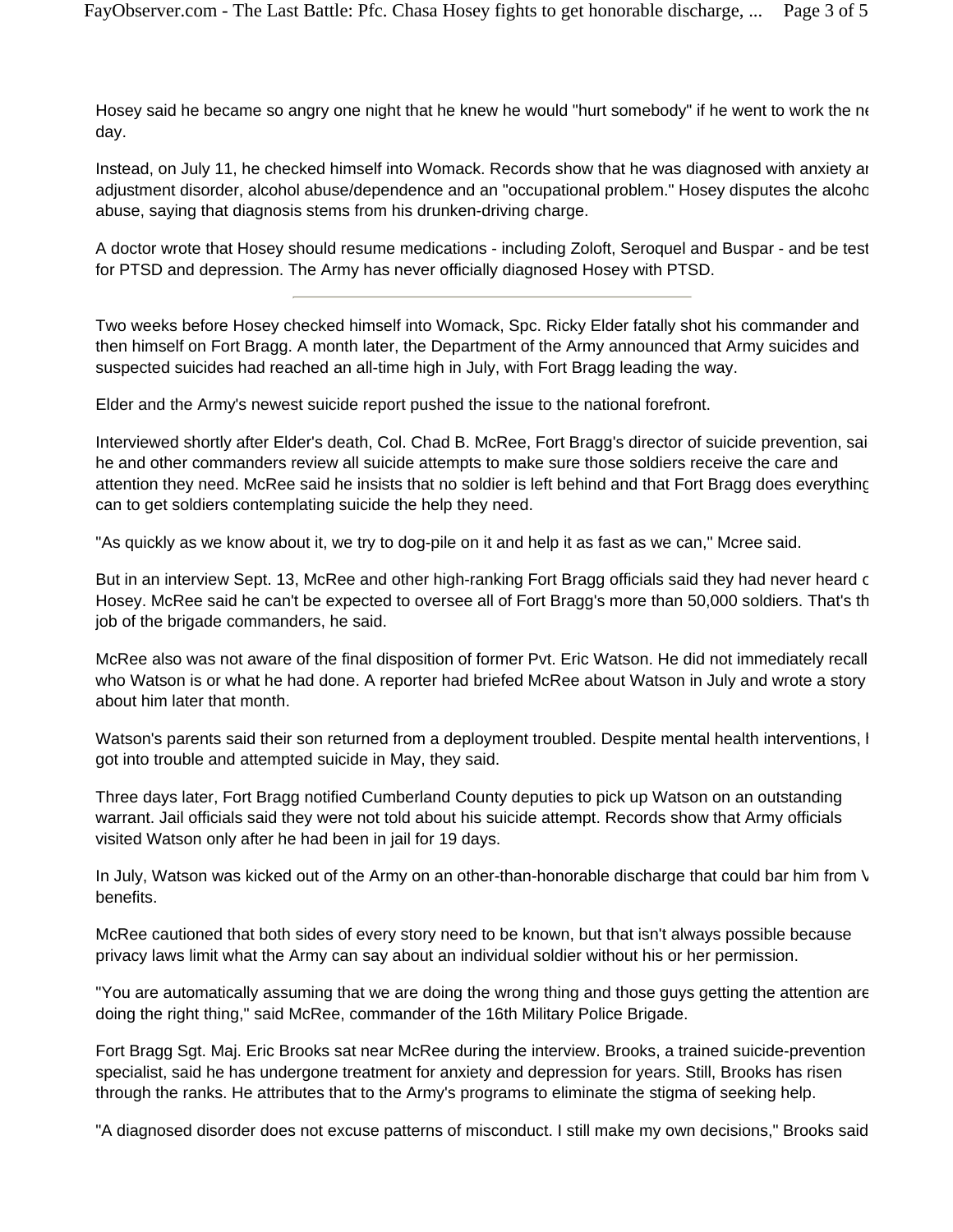Hosey said he became so angry one night that he knew he would "hurt somebody" if he went to work the ne day.

Instead, on July 11, he checked himself into Womack. Records show that he was diagnosed with anxiety ar adjustment disorder, alcohol abuse/dependence and an "occupational problem." Hosey disputes the alcoho abuse, saying that diagnosis stems from his drunken-driving charge.

A doctor wrote that Hosey should resume medications - including Zoloft, Seroquel and Buspar - and be test for PTSD and depression. The Army has never officially diagnosed Hosey with PTSD.

---

Two weeks before Hosey checked himself into Womack, Spc. Ricky Elder fatally shot his commander and then himself on Fort Bragg. A month later, the Department of the Army announced that Army suicides and suspected suicides had reached an all-time high in July, with Fort Bragg leading the way.

Elder and the Army's newest suicide report pushed the issue to the national forefront.

Interviewed shortly after Elder's death, Col. Chad B. McRee, Fort Bragg's director of suicide prevention, sai he and other commanders review all suicide attempts to make sure those soldiers receive the care and attention they need. McRee said he insists that no soldier is left behind and that Fort Bragg does everything can to get soldiers contemplating suicide the help they need.

"As quickly as we know about it, we try to dog-pile on it and help it as fast as we can," Mcree said.

But in an interview Sept. 13, McRee and other high-ranking Fort Bragg officials said they had never heard c Hosey. McRee said he can't be expected to oversee all of Fort Bragg's more than 50,000 soldiers. That's th job of the brigade commanders, he said.

McRee also was not aware of the final disposition of former Pvt. Eric Watson. He did not immediately recall who Watson is or what he had done. A reporter had briefed McRee about Watson in July and wrote a story about him later that month.

Watson's parents said their son returned from a deployment troubled. Despite mental health interventions, l got into trouble and attempted suicide in May, they said.

Three days later, Fort Bragg notified Cumberland County deputies to pick up Watson on an outstanding warrant. Jail officials said they were not told about his suicide attempt. Records show that Army officials visited Watson only after he had been in jail for 19 days.

In July, Watson was kicked out of the Army on an other-than-honorable discharge that could bar him from V benefits.

McRee cautioned that both sides of every story need to be known, but that isn't always possible because privacy laws limit what the Army can say about an individual soldier without his or her permission.

"You are automatically assuming that we are doing the wrong thing and those guys getting the attention are doing the right thing," said McRee, commander of the 16th Military Police Brigade.

Fort Bragg Sgt. Maj. Eric Brooks sat near McRee during the interview. Brooks, a trained suicide-prevention specialist, said he has undergone treatment for anxiety and depression for years. Still, Brooks has risen through the ranks. He attributes that to the Army's programs to eliminate the stigma of seeking help.

"A diagnosed disorder does not excuse patterns of misconduct. I still make my own decisions," Brooks said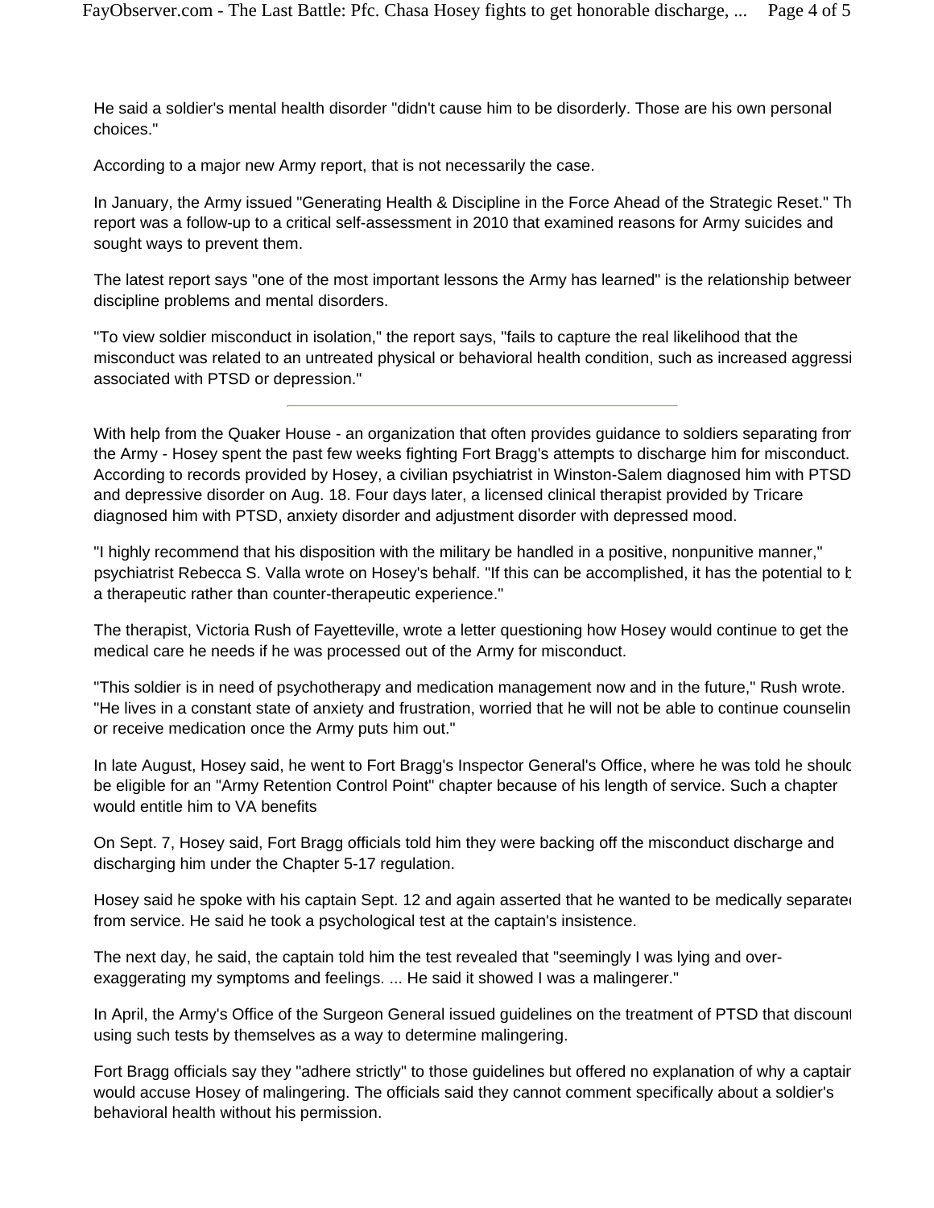He said a soldier's mental health disorder "didn't cause him to be disorderly. Those are his own personal choices."

According to a major new Army report, that is not necessarily the case.

In January, the Army issued "Generating Health & Discipline in the Force Ahead of the Strategic Reset." Th report was a follow-up to a critical self-assessment in 2010 that examined reasons for Army suicides and sought ways to prevent them.

The latest report says "one of the most important lessons the Army has learned" is the relationship betweer discipline problems and mental disorders.

"To view soldier misconduct in isolation," the report says, "fails to capture the real likelihood that the misconduct was related to an untreated physical or behavioral health condition, such as increased aggressi associated with PTSD or depression."

---

With help from the Quaker House - an organization that often provides guidance to soldiers separating from the Army - Hosey spent the past few weeks fighting Fort Bragg's attempts to discharge him for misconduct. According to records provided by Hosey, a civilian psychiatrist in Winston-Salem diagnosed him with PTSD and depressive disorder on Aug. 18. Four days later, a licensed clinical therapist provided by Tricare diagnosed him with PTSD, anxiety disorder and adjustment disorder with depressed mood.

"I highly recommend that his disposition with the military be handled in a positive, nonpunitive manner," psychiatrist Rebecca S. Valla wrote on Hosey's behalf. "If this can be accomplished, it has the potential to b a therapeutic rather than counter-therapeutic experience."

The therapist, Victoria Rush of Fayetteville, wrote a letter questioning how Hosey would continue to get the medical care he needs if he was processed out of the Army for misconduct.

"This soldier is in need of psychotherapy and medication management now and in the future," Rush wrote. "He lives in a constant state of anxiety and frustration, worried that he will not be able to continue counselin or receive medication once the Army puts him out."

In late August, Hosey said, he went to Fort Bragg's Inspector General's Office, where he was told he shoulc be eligible for an "Army Retention Control Point" chapter because of his length of service. Such a chapter would entitle him to VA benefits

On Sept. 7, Hosey said, Fort Bragg officials told him they were backing off the misconduct discharge and discharging him under the Chapter 5-17 regulation.

Hosey said he spoke with his captain Sept. 12 and again asserted that he wanted to be medically separatec from service. He said he took a psychological test at the captain's insistence.

The next day, he said, the captain told him the test revealed that "seemingly I was lying and over-exaggerating my symptoms and feelings. ... He said it showed I was a malingerer."

In April, the Army's Office of the Surgeon General issued guidelines on the treatment of PTSD that discount using such tests by themselves as a way to determine malingering.

Fort Bragg officials say they "adhere strictly" to those guidelines but offered no explanation of why a captair would accuse Hosey of malingering. The officials said they cannot comment specifically about a soldier's behavioral health without his permission.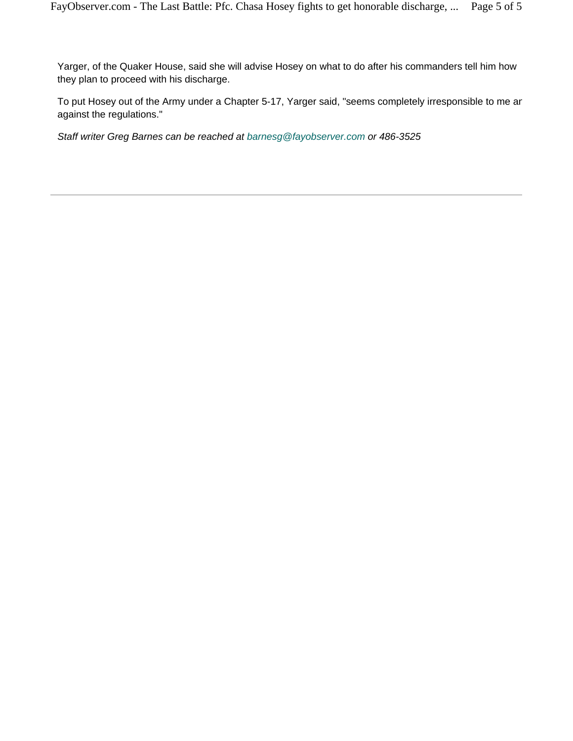Yarger, of the Quaker House, said she will advise Hosey on what to do after his commanders tell him how they plan to proceed with his discharge.

To put Hosey out of the Army under a Chapter 5-17, Yarger said, "seems completely irresponsible to me ar against the regulations."

*Staff writer Greg Barnes can be reached at barnesg@fayobserver.com or 486-3525*